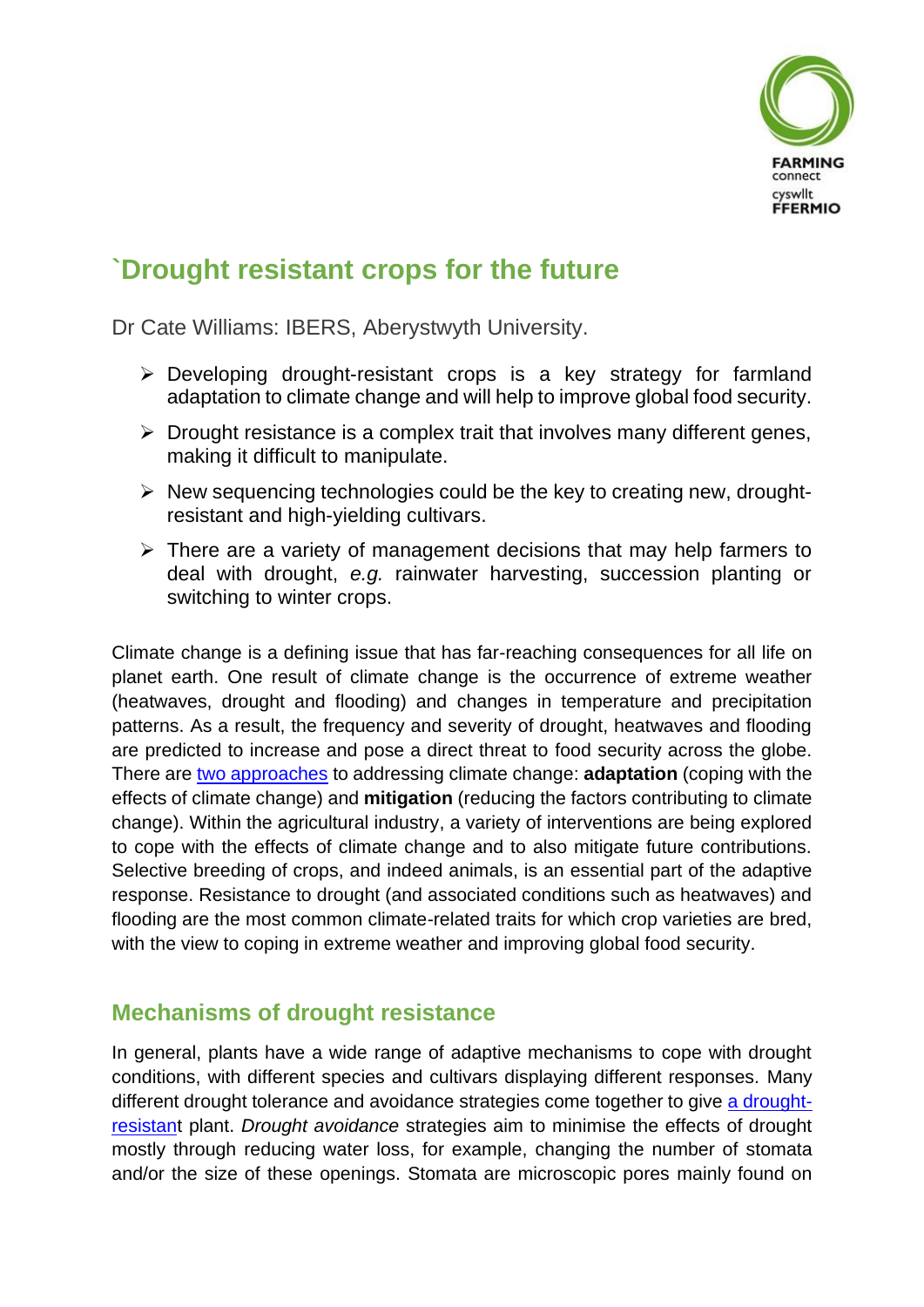# `Drought resistant crops for the future

Dr Cate Williams: IBERS, Aberystwyth University.

- Developing drought-resistant crops is a key strategy for farmland adaptation to climate change and will help to improve global food security.
- Drought resistance is a complex trait that involves many different genes, making it difficult to manipulate.
- New sequencing technologies could be the key to creating new, drought-resistant and high-yielding cultivars.
- There are a variety of management decisions that may help farmers to deal with drought, *e.g.* rainwater harvesting, succession planting or switching to winter crops.

Climate change is a defining issue that has far-reaching consequences for all life on planet earth. One result of climate change is the occurrence of extreme weather (heatwaves, drought and flooding) and changes in temperature and precipitation patterns. As a result, the frequency and severity of drought, heatwaves and flooding are predicted to increase and pose a direct threat to food security across the globe. There are [two approaches] to addressing climate change: **adaptation** (coping with the effects of climate change) and **mitigation** (reducing the factors contributing to climate change). Within the agricultural industry, a variety of interventions are being explored to cope with the effects of climate change and to also mitigate future contributions. Selective breeding of crops, and indeed animals, is an essential part of the adaptive response. Resistance to drought (and associated conditions such as heatwaves) and flooding are the most common climate-related traits for which crop varieties are bred, with the view to coping in extreme weather and improving global food security.

## Mechanisms of drought resistance

In general, plants have a wide range of adaptive mechanisms to cope with drought conditions, with different species and cultivars displaying different responses. Many different drought tolerance and avoidance strategies come together to give [a drought-resistant] plant. *Drought avoidance* strategies aim to minimise the effects of drought mostly through reducing water loss, for example, changing the number of stomata and/or the size of these openings. Stomata are microscopic pores mainly found on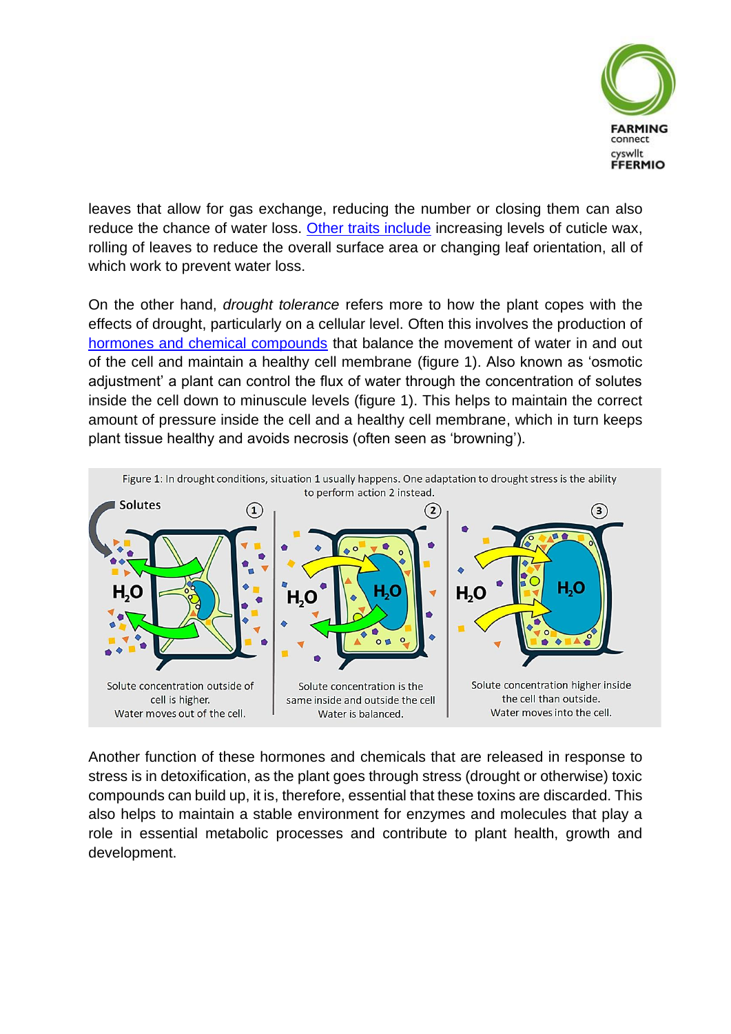leaves that allow for gas exchange, reducing the number or closing them can also reduce the chance of water loss. [Other traits include] increasing levels of cuticle wax, rolling of leaves to reduce the overall surface area or changing leaf orientation, all of which work to prevent water loss.

On the other hand, *drought tolerance* refers more to how the plant copes with the effects of drought, particularly on a cellular level. Often this involves the production of [hormones and chemical compounds] that balance the movement of water in and out of the cell and maintain a healthy cell membrane (figure 1). Also known as 'osmotic adjustment' a plant can control the flux of water through the concentration of solutes inside the cell down to minuscule levels (figure 1). This helps to maintain the correct amount of pressure inside the cell and a healthy cell membrane, which in turn keeps plant tissue healthy and avoids necrosis (often seen as 'browning').

Figure 1: In drought conditions, situation 1 usually happens. One adaptation to drought stress is the ability to perform action 2 instead.

Solutes

1

$H_2O$

Solute concentration outside of cell is higher. Water moves out of the cell.

2

$H_2O$ $H_2O$

Solute concentration is the same inside and outside the cell Water is balanced.

3

$H_2O$ $H_2O$

Solute concentration higher inside the cell than outside. Water moves into the cell.

Another function of these hormones and chemicals that are released in response to stress is in detoxification, as the plant goes through stress (drought or otherwise) toxic compounds can build up, it is, therefore, essential that these toxins are discarded. This also helps to maintain a stable environment for enzymes and molecules that play a role in essential metabolic processes and contribute to plant health, growth and development.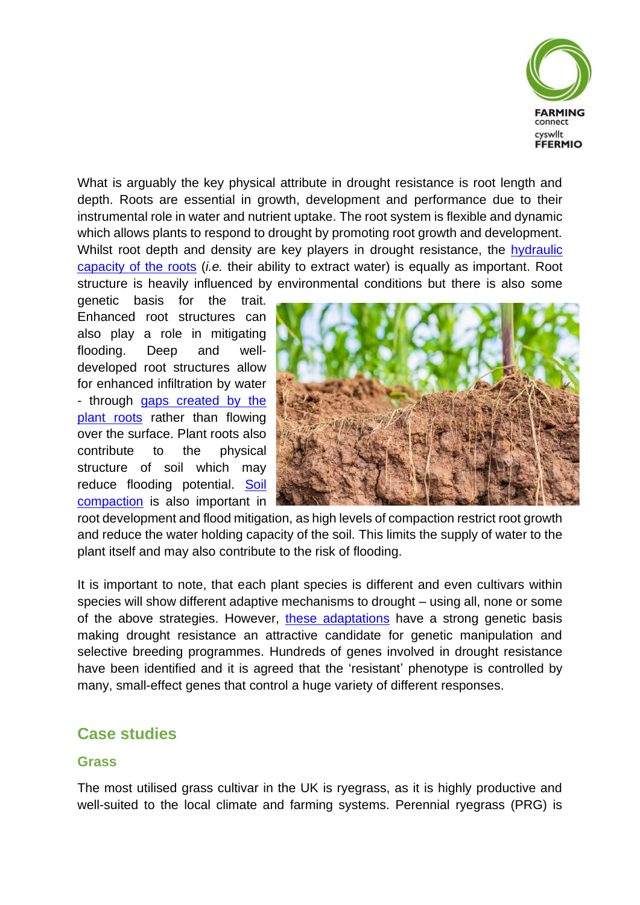What is arguably the key physical attribute in drought resistance is root length and depth. Roots are essential in growth, development and performance due to their instrumental role in water and nutrient uptake. The root system is flexible and dynamic which allows plants to respond to drought by promoting root growth and development. Whilst root depth and density are key players in drought resistance, the [hydraulic capacity of the roots](hydraulic capacity of the roots) (*i.e.* their ability to extract water) is equally as important. Root structure is heavily influenced by environmental conditions but there is also some genetic basis for the trait. Enhanced root structures can also play a role in mitigating flooding. Deep and well-developed root structures allow for enhanced infiltration by water - through gaps created by the plant roots rather than flowing over the surface. Plant roots also contribute to the physical structure of soil which may reduce flooding potential. Soil compaction is also important in root development and flood mitigation, as high levels of compaction restrict root growth and reduce the water holding capacity of the soil. This limits the supply of water to the plant itself and may also contribute to the risk of flooding.

It is important to note, that each plant species is different and even cultivars within species will show different adaptive mechanisms to drought – using all, none or some of the above strategies. However, these adaptations have a strong genetic basis making drought resistance an attractive candidate for genetic manipulation and selective breeding programmes. Hundreds of genes involved in drought resistance have been identified and it is agreed that the 'resistant' phenotype is controlled by many, small-effect genes that control a huge variety of different responses.

## Case studies

### Grass

The most utilised grass cultivar in the UK is ryegrass, as it is highly productive and well-suited to the local climate and farming systems. Perennial ryegrass (PRG) is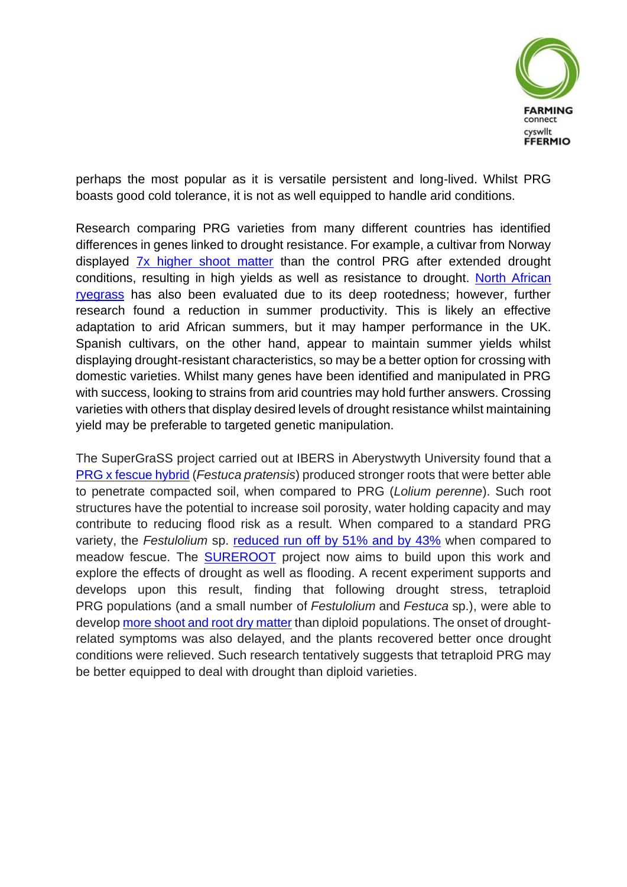perhaps the most popular as it is versatile persistent and long-lived. Whilst PRG boasts good cold tolerance, it is not as well equipped to handle arid conditions.

Research comparing PRG varieties from many different countries has identified differences in genes linked to drought resistance. For example, a cultivar from Norway displayed 7x higher shoot matter than the control PRG after extended drought conditions, resulting in high yields as well as resistance to drought. North African ryegrass has also been evaluated due to its deep rootedness; however, further research found a reduction in summer productivity. This is likely an effective adaptation to arid African summers, but it may hamper performance in the UK. Spanish cultivars, on the other hand, appear to maintain summer yields whilst displaying drought-resistant characteristics, so may be a better option for crossing with domestic varieties. Whilst many genes have been identified and manipulated in PRG with success, looking to strains from arid countries may hold further answers. Crossing varieties with others that display desired levels of drought resistance whilst maintaining yield may be preferable to targeted genetic manipulation.

The SuperGraSS project carried out at IBERS in Aberystwyth University found that a PRG x fescue hybrid (*Festuca pratensis*) produced stronger roots that were better able to penetrate compacted soil, when compared to PRG (*Lolium perenne*). Such root structures have the potential to increase soil porosity, water holding capacity and may contribute to reducing flood risk as a result. When compared to a standard PRG variety, the *Festulolium* sp. reduced run off by 51% and by 43% when compared to meadow fescue. The SUREROOT project now aims to build upon this work and explore the effects of drought as well as flooding. A recent experiment supports and develops upon this result, finding that following drought stress, tetraploid PRG populations (and a small number of *Festulolium* and *Festuca* sp.), were able to develop more shoot and root dry matter than diploid populations. The onset of drought-related symptoms was also delayed, and the plants recovered better once drought conditions were relieved. Such research tentatively suggests that tetraploid PRG may be better equipped to deal with drought than diploid varieties.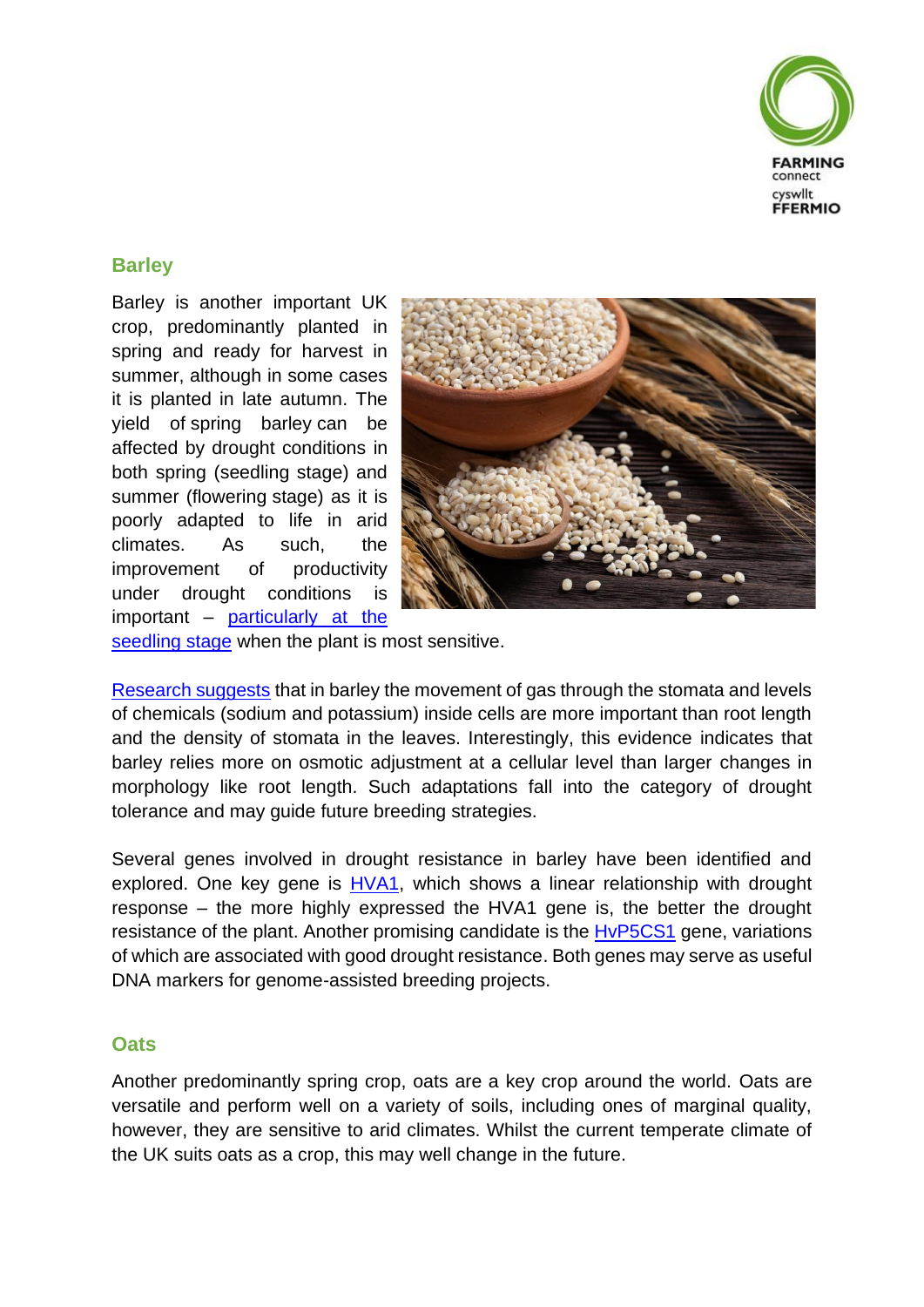## Barley

Barley is another important UK crop, predominantly planted in spring and ready for harvest in summer, although in some cases it is planted in late autumn. The yield of spring barley can be affected by drought conditions in both spring (seedling stage) and summer (flowering stage) as it is poorly adapted to life in arid climates. As such, the improvement of productivity under drought conditions is important – particularly at the seedling stage when the plant is most sensitive.

Research suggests that in barley the movement of gas through the stomata and levels of chemicals (sodium and potassium) inside cells are more important than root length and the density of stomata in the leaves. Interestingly, this evidence indicates that barley relies more on osmotic adjustment at a cellular level than larger changes in morphology like root length. Such adaptations fall into the category of drought tolerance and may guide future breeding strategies.

Several genes involved in drought resistance in barley have been identified and explored. One key gene is HVA1, which shows a linear relationship with drought response – the more highly expressed the HVA1 gene is, the better the drought resistance of the plant. Another promising candidate is the HvP5CS1 gene, variations of which are associated with good drought resistance. Both genes may serve as useful DNA markers for genome-assisted breeding projects.

## Oats

Another predominantly spring crop, oats are a key crop around the world. Oats are versatile and perform well on a variety of soils, including ones of marginal quality, however, they are sensitive to arid climates. Whilst the current temperate climate of the UK suits oats as a crop, this may well change in the future.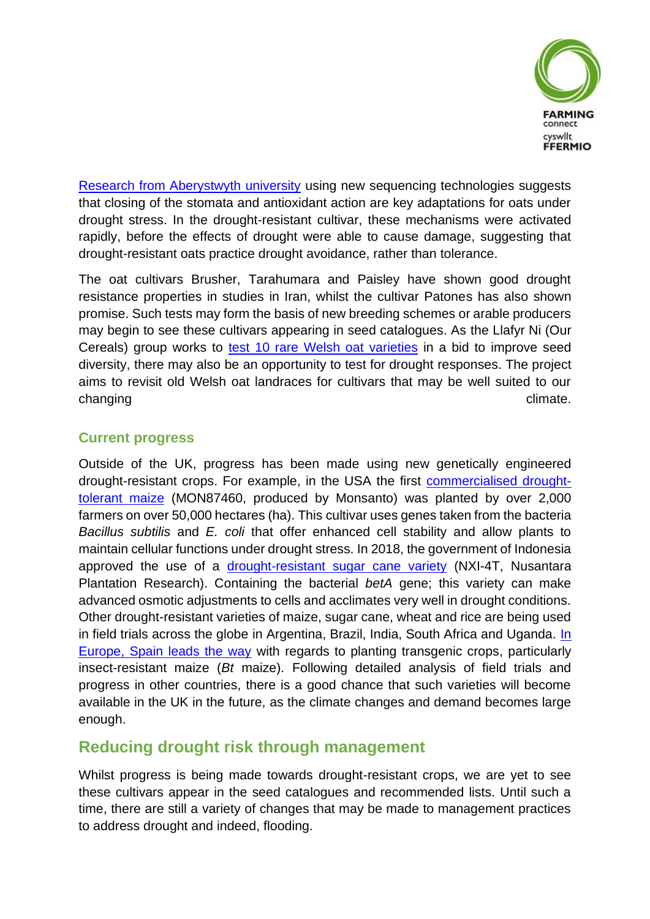[Research from Aberystwyth university] using new sequencing technologies suggests that closing of the stomata and antioxidant action are key adaptations for oats under drought stress. In the drought-resistant cultivar, these mechanisms were activated rapidly, before the effects of drought were able to cause damage, suggesting that drought-resistant oats practice drought avoidance, rather than tolerance.

The oat cultivars Brusher, Tarahumara and Paisley have shown good drought resistance properties in studies in Iran, whilst the cultivar Patones has also shown promise. Such tests may form the basis of new breeding schemes or arable producers may begin to see these cultivars appearing in seed catalogues. As the Llafyr Ni (Our Cereals) group works to [test 10 rare Welsh oat varieties] in a bid to improve seed diversity, there may also be an opportunity to test for drought responses. The project aims to revisit old Welsh oat landraces for cultivars that may be well suited to our changing climate.

### Current progress

Outside of the UK, progress has been made using new genetically engineered drought-resistant crops. For example, in the USA the first [commercialised drought-tolerant maize] (MON87460, produced by Monsanto) was planted by over 2,000 farmers on over 50,000 hectares (ha). This cultivar uses genes taken from the bacteria *Bacillus subtilis* and *E. coli* that offer enhanced cell stability and allow plants to maintain cellular functions under drought stress. In 2018, the government of Indonesia approved the use of a [drought-resistant sugar cane variety] (NXI-4T, Nusantara Plantation Research). Containing the bacterial *betA* gene; this variety can make advanced osmotic adjustments to cells and acclimates very well in drought conditions. Other drought-resistant varieties of maize, sugar cane, wheat and rice are being used in field trials across the globe in Argentina, Brazil, India, South Africa and Uganda. [In Europe, Spain leads the way] with regards to planting transgenic crops, particularly insect-resistant maize (*Bt* maize). Following detailed analysis of field trials and progress in other countries, there is a good chance that such varieties will become available in the UK in the future, as the climate changes and demand becomes large enough.

## Reducing drought risk through management

Whilst progress is being made towards drought-resistant crops, we are yet to see these cultivars appear in the seed catalogues and recommended lists. Until such a time, there are still a variety of changes that may be made to management practices to address drought and indeed, flooding.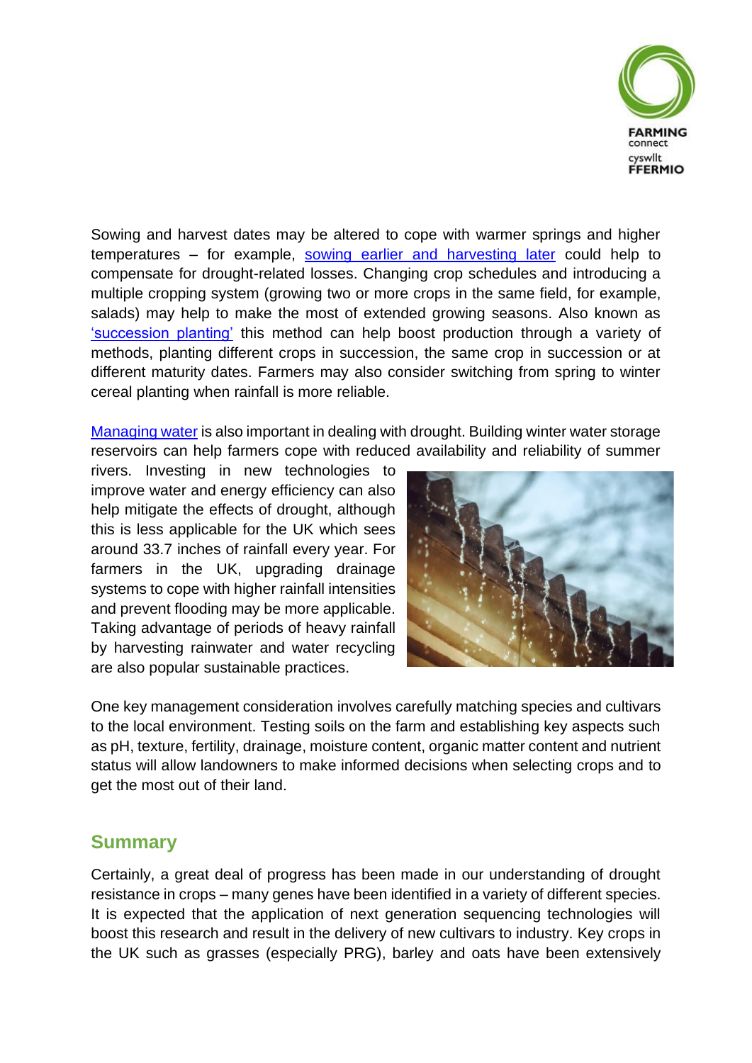Sowing and harvest dates may be altered to cope with warmer springs and higher temperatures – for example, [sowing earlier and harvesting later]() could help to compensate for drought-related losses. Changing crop schedules and introducing a multiple cropping system (growing two or more crops in the same field, for example, salads) may help to make the most of extended growing seasons. Also known as ['succession planting']() this method can help boost production through a variety of methods, planting different crops in succession, the same crop in succession or at different maturity dates. Farmers may also consider switching from spring to winter cereal planting when rainfall is more reliable.

[Managing water]() is also important in dealing with drought. Building winter water storage reservoirs can help farmers cope with reduced availability and reliability of summer rivers. Investing in new technologies to improve water and energy efficiency can also help mitigate the effects of drought, although this is less applicable for the UK which sees around 33.7 inches of rainfall every year. For farmers in the UK, upgrading drainage systems to cope with higher rainfall intensities and prevent flooding may be more applicable. Taking advantage of periods of heavy rainfall by harvesting rainwater and water recycling are also popular sustainable practices.

One key management consideration involves carefully matching species and cultivars to the local environment. Testing soils on the farm and establishing key aspects such as pH, texture, fertility, drainage, moisture content, organic matter content and nutrient status will allow landowners to make informed decisions when selecting crops and to get the most out of their land.

## Summary

Certainly, a great deal of progress has been made in our understanding of drought resistance in crops – many genes have been identified in a variety of different species. It is expected that the application of next generation sequencing technologies will boost this research and result in the delivery of new cultivars to industry. Key crops in the UK such as grasses (especially PRG), barley and oats have been extensively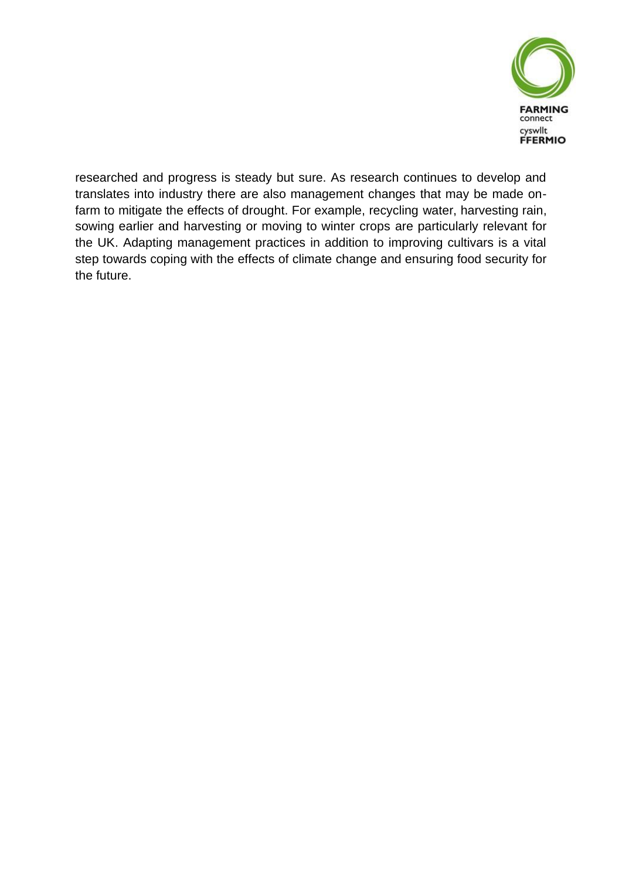researched and progress is steady but sure. As research continues to develop and translates into industry there are also management changes that may be made on-farm to mitigate the effects of drought. For example, recycling water, harvesting rain, sowing earlier and harvesting or moving to winter crops are particularly relevant for the UK. Adapting management practices in addition to improving cultivars is a vital step towards coping with the effects of climate change and ensuring food security for the future.